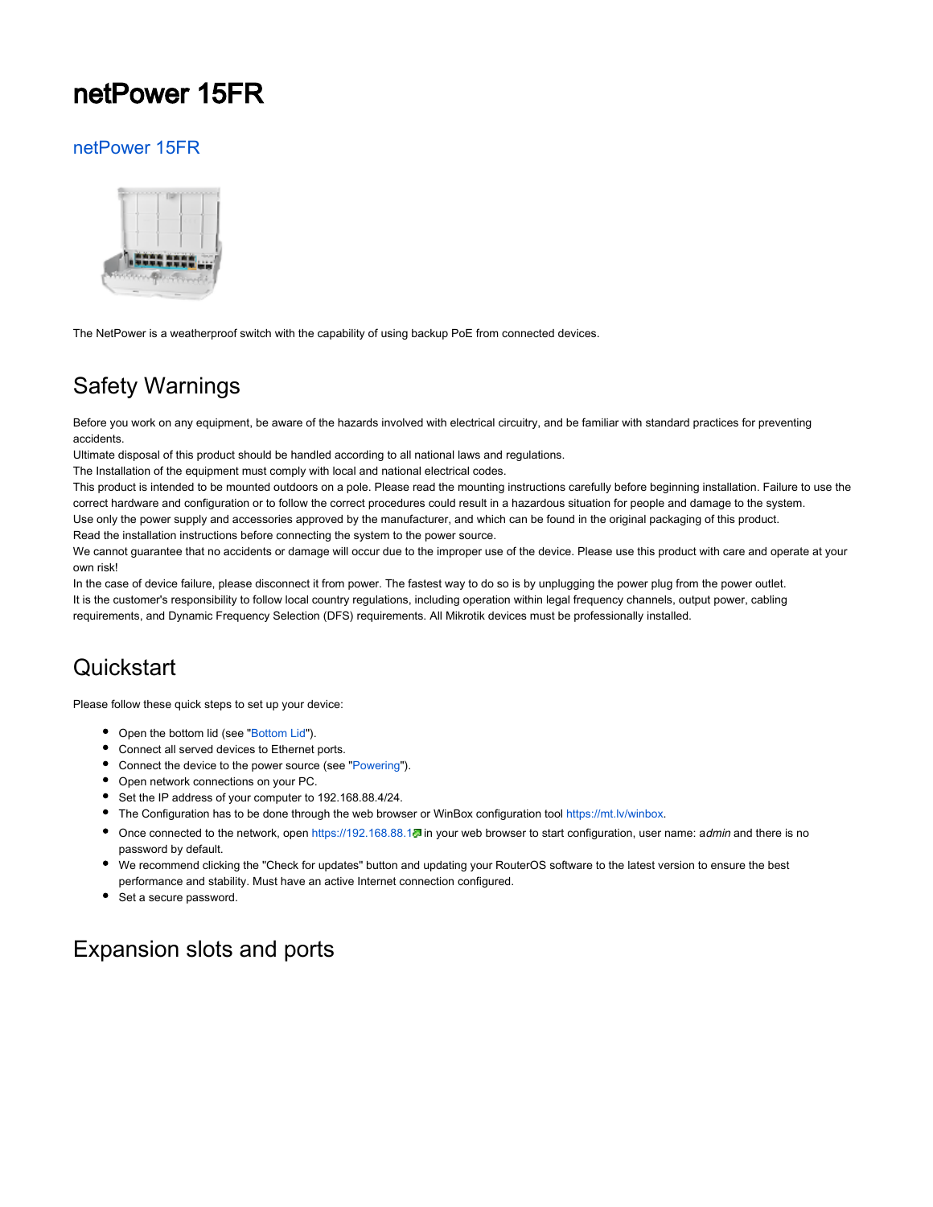# netPower 15FR

## netPower 15FR

The NetPower is a weatherproof switch with the capability of using backup PoE from connected devices.

## Safety Warnings

Before you work on any equipment, be aware of the hazards involved with electrical circuitry, and be familiar with standard practices for preventing accidents.
Ultimate disposal of this product should be handled according to all national laws and regulations.
The Installation of the equipment must comply with local and national electrical codes.
This product is intended to be mounted outdoors on a pole. Please read the mounting instructions carefully before beginning installation. Failure to use the correct hardware and configuration or to follow the correct procedures could result in a hazardous situation for people and damage to the system.
Use only the power supply and accessories approved by the manufacturer, and which can be found in the original packaging of this product.
Read the installation instructions before connecting the system to the power source.
We cannot guarantee that no accidents or damage will occur due to the improper use of the device. Please use this product with care and operate at your own risk!
In the case of device failure, please disconnect it from power. The fastest way to do so is by unplugging the power plug from the power outlet.
It is the customer's responsibility to follow local country regulations, including operation within legal frequency channels, output power, cabling requirements, and Dynamic Frequency Selection (DFS) requirements. All Mikrotik devices must be professionally installed.

## Quickstart

Please follow these quick steps to set up your device:

- Open the bottom lid (see "Bottom Lid").
- Connect all served devices to Ethernet ports.
- Connect the device to the power source (see "Powering").
- Open network connections on your PC.
- Set the IP address of your computer to 192.168.88.4/24.
- The Configuration has to be done through the web browser or WinBox configuration tool https://mt.lv/winbox.
- Once connected to the network, open https://192.168.88.1 in your web browser to start configuration, user name: a*dmin* and there is no password by default.
- We recommend clicking the "Check for updates" button and updating your RouterOS software to the latest version to ensure the best performance and stability. Must have an active Internet connection configured.
- Set a secure password.

## Expansion slots and ports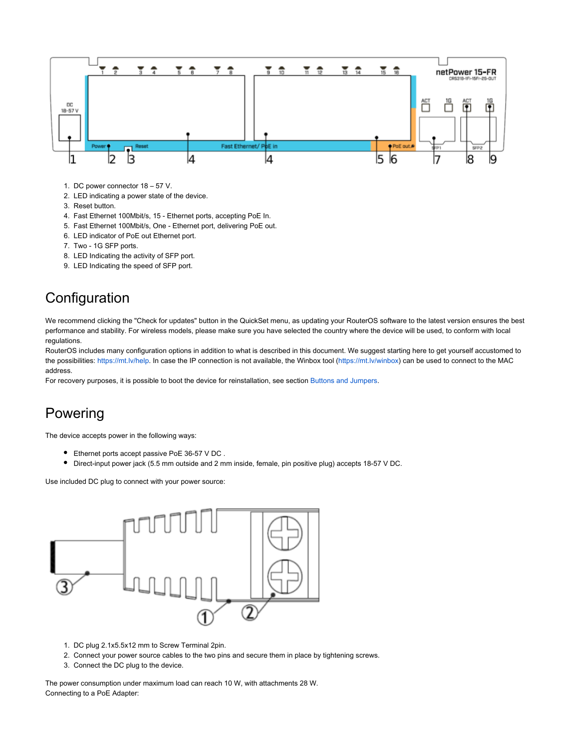1. DC power connector 18 – 57 V.
2. LED indicating a power state of the device.
3. Reset button.
4. Fast Ethernet 100Mbit/s, 15 - Ethernet ports, accepting PoE In.
5. Fast Ethernet 100Mbit/s, One - Ethernet port, delivering PoE out.
6. LED indicator of PoE out Ethernet port.
7. Two - 1G SFP ports.
8. LED Indicating the activity of SFP port.
9. LED Indicating the speed of SFP port.

# Configuration

We recommend clicking the "Check for updates" button in the QuickSet menu, as updating your RouterOS software to the latest version ensures the best performance and stability. For wireless models, please make sure you have selected the country where the device will be used, to conform with local regulations.
RouterOS includes many configuration options in addition to what is described in this document. We suggest starting here to get yourself accustomed to the possibilities: https://mt.lv/help. In case the IP connection is not available, the Winbox tool (https://mt.lv/winbox) can be used to connect to the MAC address.
For recovery purposes, it is possible to boot the device for reinstallation, see section Buttons and Jumpers.

# Powering

The device accepts power in the following ways:

- Ethernet ports accept passive PoE 36-57 V DC .
- Direct-input power jack (5.5 mm outside and 2 mm inside, female, pin positive plug) accepts 18-57 V DC.

Use included DC plug to connect with your power source:

1. DC plug 2.1x5.5x12 mm to Screw Terminal 2pin.
2. Connect your power source cables to the two pins and secure them in place by tightening screws.
3. Connect the DC plug to the device.

The power consumption under maximum load can reach 10 W, with attachments 28 W.
Connecting to a PoE Adapter: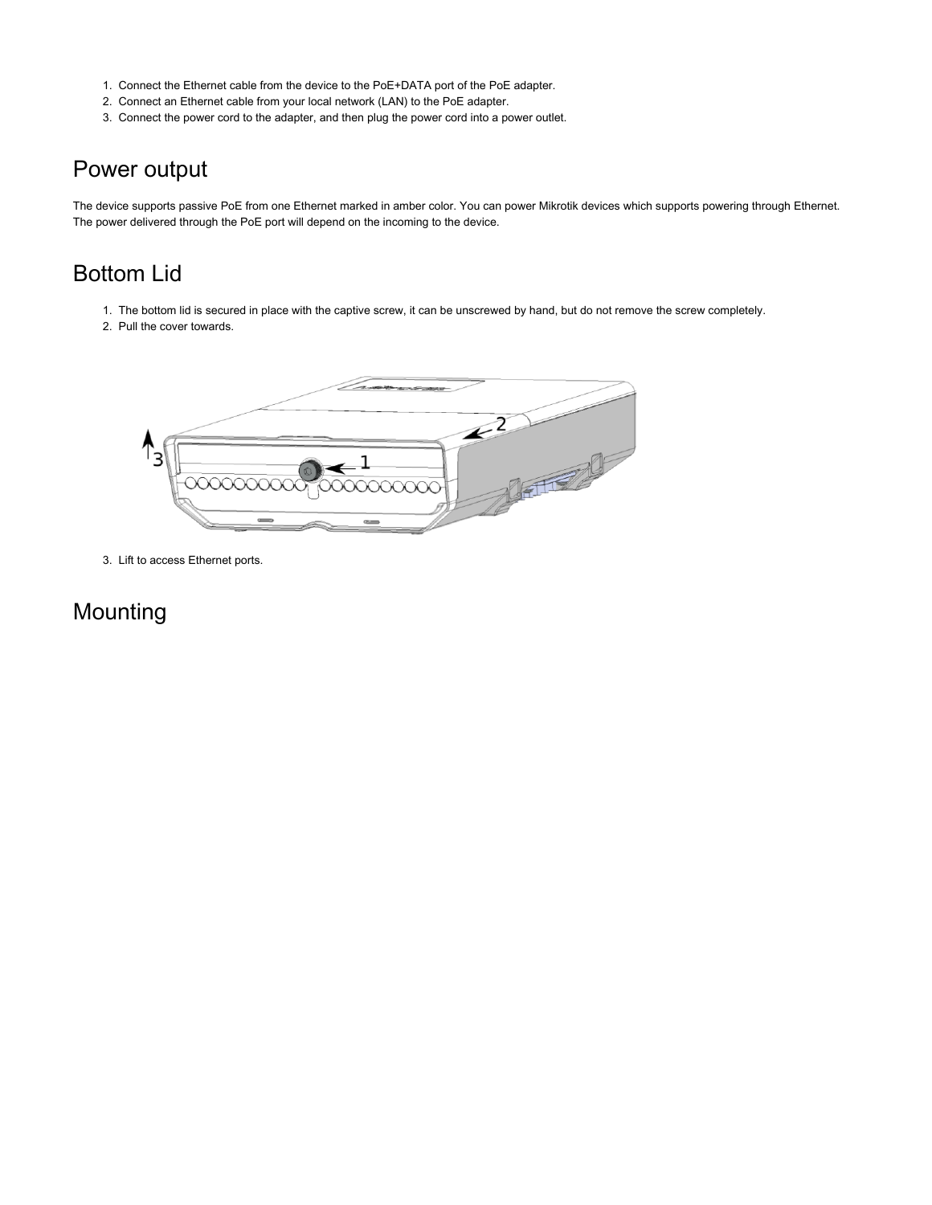1. Connect the Ethernet cable from the device to the PoE+DATA port of the PoE adapter.
2. Connect an Ethernet cable from your local network (LAN) to the PoE adapter.
3. Connect the power cord to the adapter, and then plug the power cord into a power outlet.

## Power output

The device supports passive PoE from one Ethernet marked in amber color. You can power Mikrotik devices which supports powering through Ethernet. The power delivered through the PoE port will depend on the incoming to the device.

## Bottom Lid

1. The bottom lid is secured in place with the captive screw, it can be unscrewed by hand, but do not remove the screw completely.
2. Pull the cover towards.

3. Lift to access Ethernet ports.

## Mounting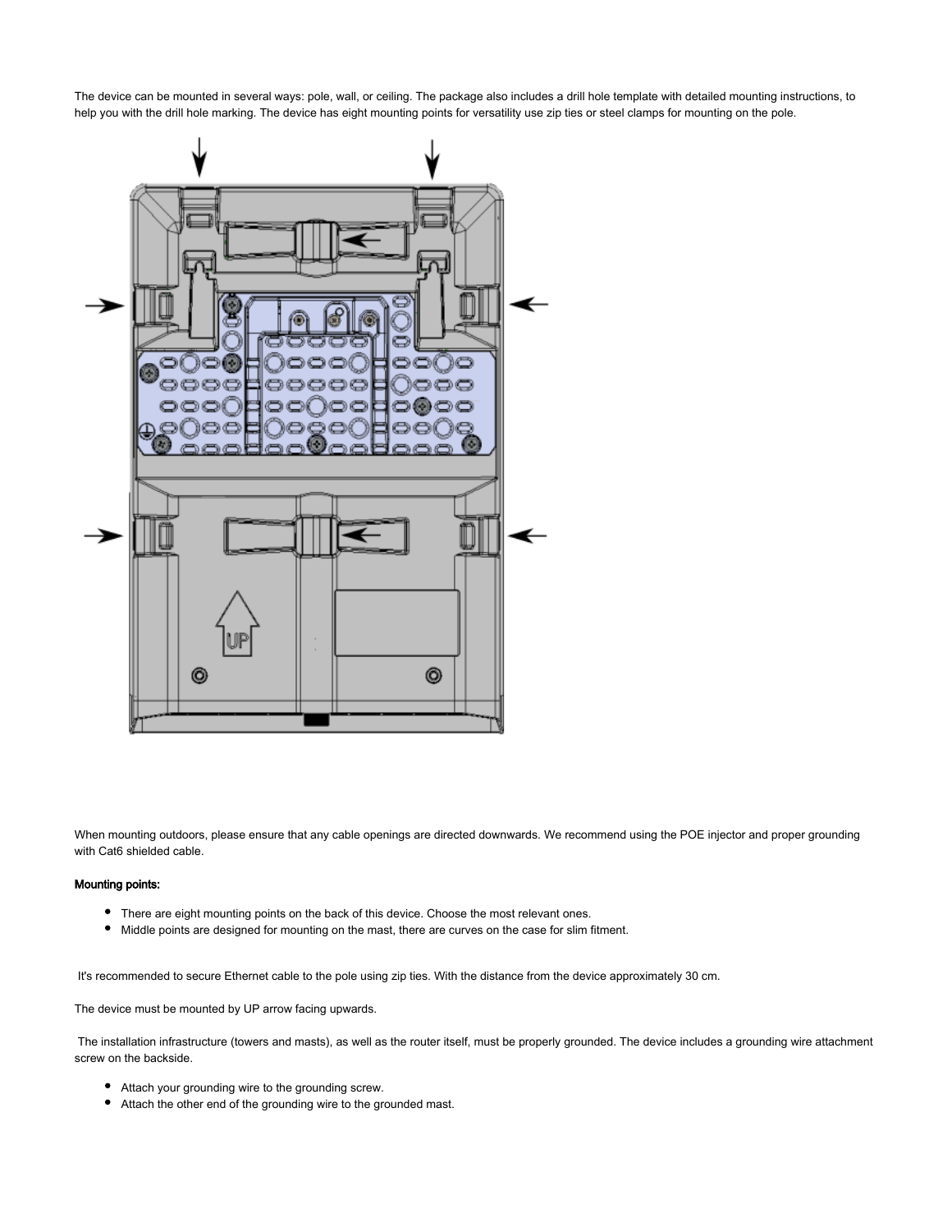The device can be mounted in several ways: pole, wall, or ceiling. The package also includes a drill hole template with detailed mounting instructions, to help you with the drill hole marking. The device has eight mounting points for versatility use zip ties or steel clamps for mounting on the pole.

When mounting outdoors, please ensure that any cable openings are directed downwards. We recommend using the POE injector and proper grounding with Cat6 shielded cable.

**Mounting points:**

- There are eight mounting points on the back of this device. Choose the most relevant ones.
- Middle points are designed for mounting on the mast, there are curves on the case for slim fitment.

It's recommended to secure Ethernet cable to the pole using zip ties. With the distance from the device approximately 30 cm.

The device must be mounted by UP arrow facing upwards.

The installation infrastructure (towers and masts), as well as the router itself, must be properly grounded. The device includes a grounding wire attachment screw on the backside.

- Attach your grounding wire to the grounding screw.
- Attach the other end of the grounding wire to the grounded mast.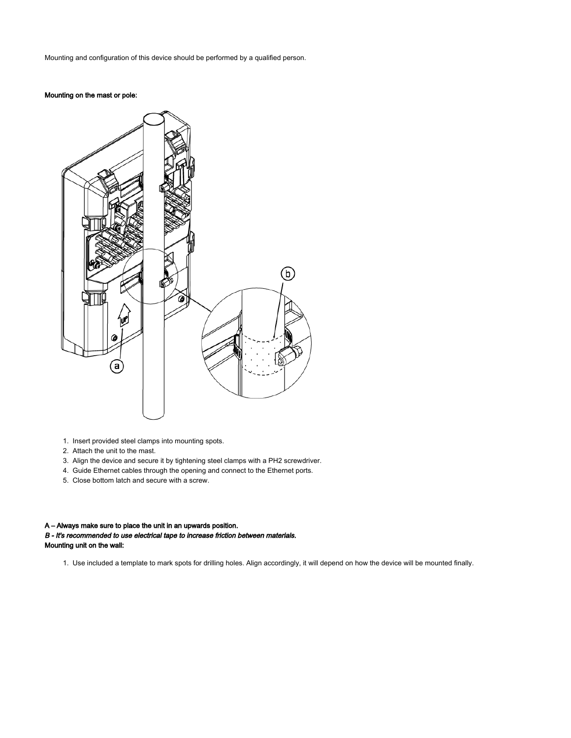Mounting and configuration of this device should be performed by a qualified person.

**Mounting on the mast or pole:**

1. Insert provided steel clamps into mounting spots.
2. Attach the unit to the mast.
3. Align the device and secure it by tightening steel clamps with a PH2 screwdriver.
4. Guide Ethernet cables through the opening and connect to the Ethernet ports.
5. Close bottom latch and secure with a screw.

**A – Always make sure to place the unit in an upwards position.**

***B - It's recommended to use electrical tape to increase friction between materials.***

**Mounting unit on the wall:**

1. Use included a template to mark spots for drilling holes. Align accordingly, it will depend on how the device will be mounted finally.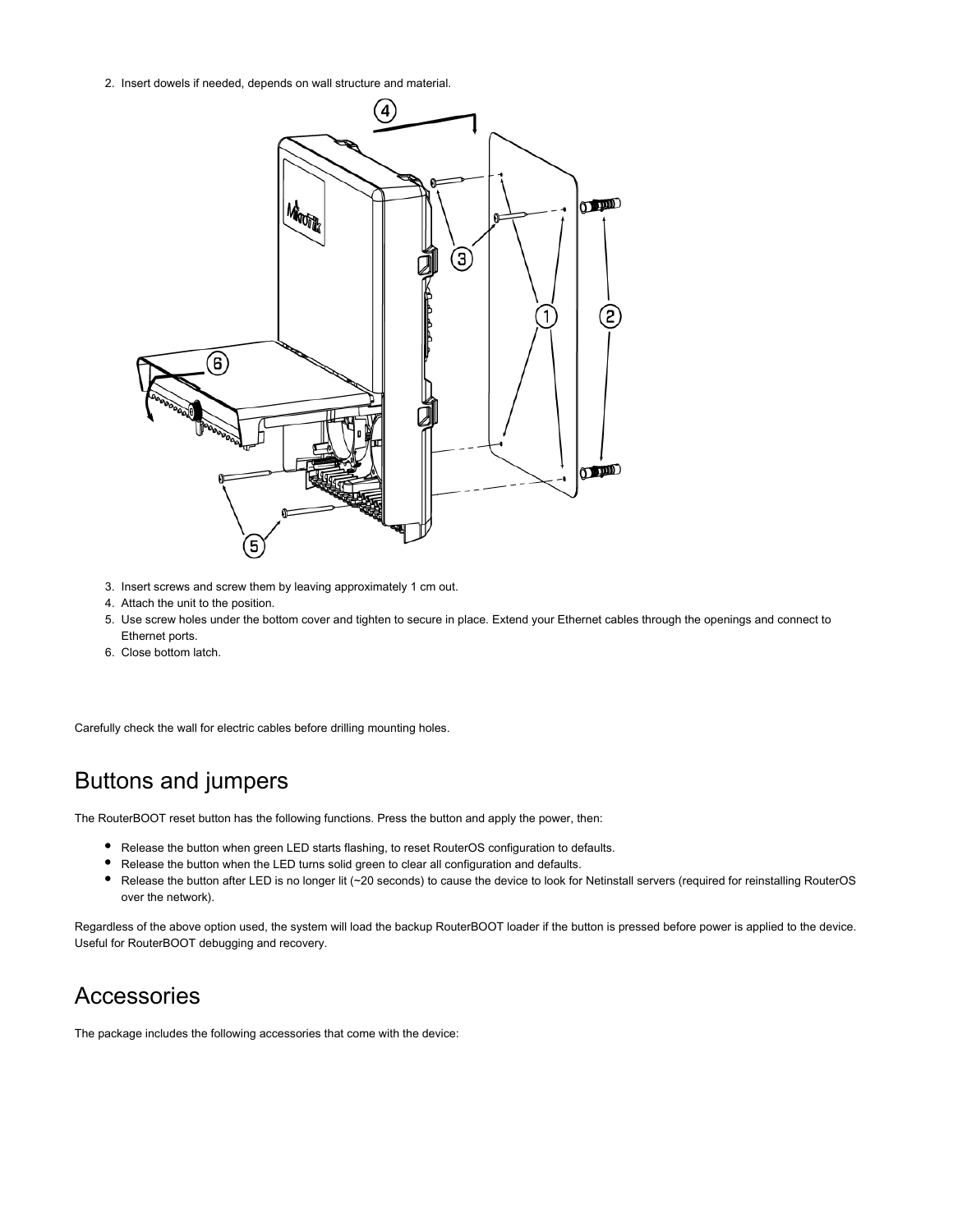2. Insert dowels if needed, depends on wall structure and material.

3. Insert screws and screw them by leaving approximately 1 cm out.
4. Attach the unit to the position.
5. Use screw holes under the bottom cover and tighten to secure in place. Extend your Ethernet cables through the openings and connect to Ethernet ports.
6. Close bottom latch.

Carefully check the wall for electric cables before drilling mounting holes.

## Buttons and jumpers

The RouterBOOT reset button has the following functions. Press the button and apply the power, then:

- Release the button when green LED starts flashing, to reset RouterOS configuration to defaults.
- Release the button when the LED turns solid green to clear all configuration and defaults.
- Release the button after LED is no longer lit (~20 seconds) to cause the device to look for Netinstall servers (required for reinstalling RouterOS over the network).

Regardless of the above option used, the system will load the backup RouterBOOT loader if the button is pressed before power is applied to the device. Useful for RouterBOOT debugging and recovery.

## Accessories

The package includes the following accessories that come with the device: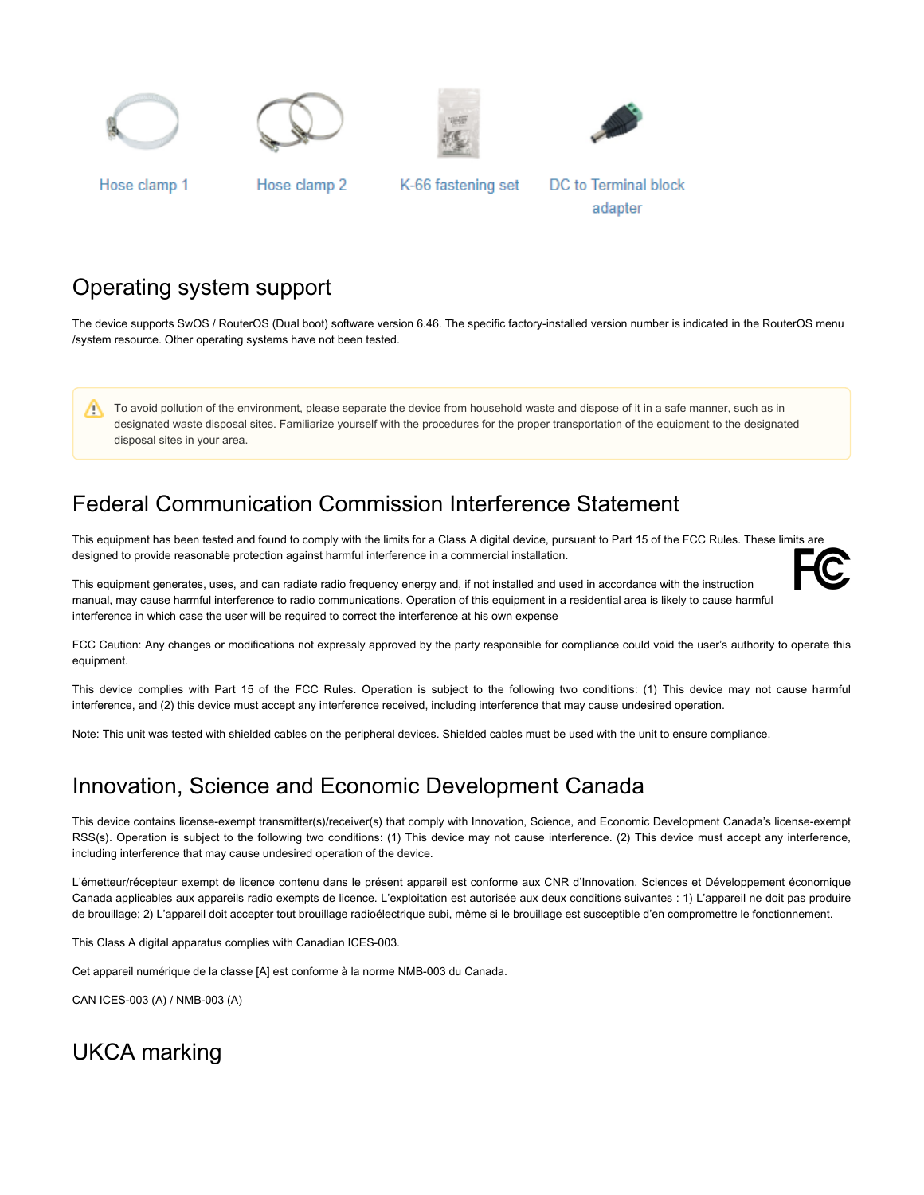Hose clamp 1 | Hose clamp 2 | K-66 fastening set | DC to Terminal block adapter

## Operating system support

The device supports SwOS / RouterOS (Dual boot) software version 6.46. The specific factory-installed version number is indicated in the RouterOS menu /system resource. Other operating systems have not been tested.

> To avoid pollution of the environment, please separate the device from household waste and dispose of it in a safe manner, such as in designated waste disposal sites. Familiarize yourself with the procedures for the proper transportation of the equipment to the designated disposal sites in your area.

## Federal Communication Commission Interference Statement

This equipment has been tested and found to comply with the limits for a Class A digital device, pursuant to Part 15 of the FCC Rules. These limits are designed to provide reasonable protection against harmful interference in a commercial installation.

This equipment generates, uses, and can radiate radio frequency energy and, if not installed and used in accordance with the instruction manual, may cause harmful interference to radio communications. Operation of this equipment in a residential area is likely to cause harmful interference in which case the user will be required to correct the interference at his own expense

FCC Caution: Any changes or modifications not expressly approved by the party responsible for compliance could void the user's authority to operate this equipment.

This device complies with Part 15 of the FCC Rules. Operation is subject to the following two conditions: (1) This device may not cause harmful interference, and (2) this device must accept any interference received, including interference that may cause undesired operation.

Note: This unit was tested with shielded cables on the peripheral devices. Shielded cables must be used with the unit to ensure compliance.

## Innovation, Science and Economic Development Canada

This device contains license-exempt transmitter(s)/receiver(s) that comply with Innovation, Science, and Economic Development Canada's license-exempt RSS(s). Operation is subject to the following two conditions: (1) This device may not cause interference. (2) This device must accept any interference, including interference that may cause undesired operation of the device.

L'émetteur/récepteur exempt de licence contenu dans le présent appareil est conforme aux CNR d'Innovation, Sciences et Développement économique Canada applicables aux appareils radio exempts de licence. L'exploitation est autorisée aux deux conditions suivantes : 1) L'appareil ne doit pas produire de brouillage; 2) L'appareil doit accepter tout brouillage radioélectrique subi, même si le brouillage est susceptible d'en compromettre le fonctionnement.

This Class A digital apparatus complies with Canadian ICES-003.

Cet appareil numérique de la classe [A] est conforme à la norme NMB-003 du Canada.

CAN ICES-003 (A) / NMB-003 (A)

## UKCA marking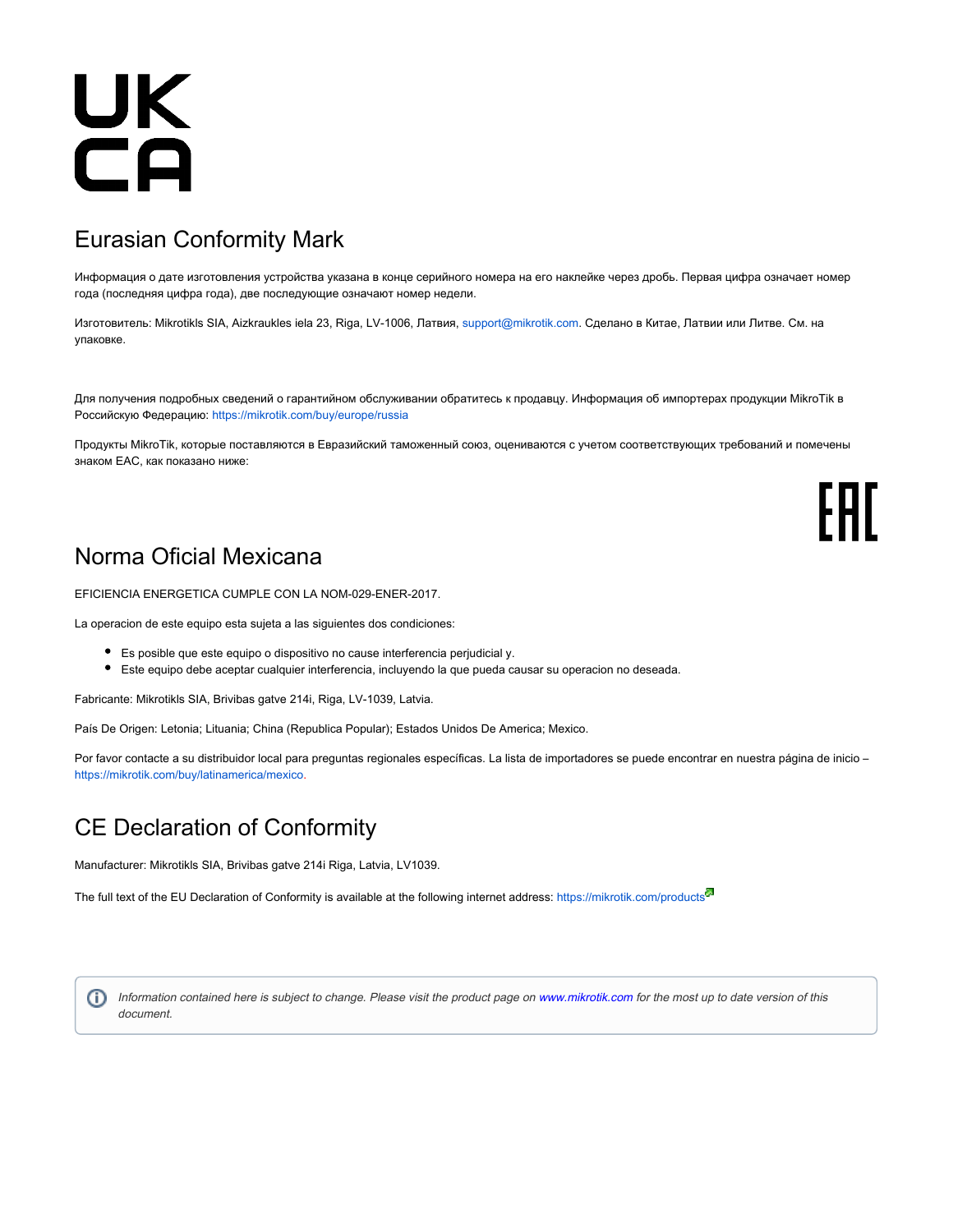UK
CA

## Eurasian Conformity Mark

Информация о дате изготовления устройства указана в конце серийного номера на его наклейке через дробь. Первая цифра означает номер года (последняя цифра года), две последующие означают номер недели.

Изготовитель: Mikrotikls SIA, Aizkraukles iela 23, Riga, LV-1006, Латвия, support@mikrotik.com. Сделано в Китае, Латвии или Литве. См. на упаковке.

Для получения подробных сведений о гарантийном обслуживании обратитесь к продавцу. Информация об импортерах продукции MikroTik в Российскую Федерацию: https://mikrotik.com/buy/europe/russia

Продукты MikroTik, которые поставляются в Евразийский таможенный союз, оцениваются с учетом соответствующих требований и помечены знаком EAC, как показано ниже:

EAC

## Norma Oficial Mexicana

EFICIENCIA ENERGETICA CUMPLE CON LA NOM-029-ENER-2017.

La operacion de este equipo esta sujeta a las siguientes dos condiciones:

- Es posible que este equipo o dispositivo no cause interferencia perjudicial y.
- Este equipo debe aceptar cualquier interferencia, incluyendo la que pueda causar su operacion no deseada.

Fabricante: Mikrotikls SIA, Brivibas gatve 214i, Riga, LV-1039, Latvia.

País De Origen: Letonia; Lituania; China (Republica Popular); Estados Unidos De America; Mexico.

Por favor contacte a su distribuidor local para preguntas regionales específicas. La lista de importadores se puede encontrar en nuestra página de inicio – https://mikrotik.com/buy/latinamerica/mexico.

## CE Declaration of Conformity

Manufacturer: Mikrotikls SIA, Brivibas gatve 214i Riga, Latvia, LV1039.

The full text of the EU Declaration of Conformity is available at the following internet address: https://mikrotik.com/products

*Information contained here is subject to change. Please visit the product page on www.mikrotik.com for the most up to date version of this document.*